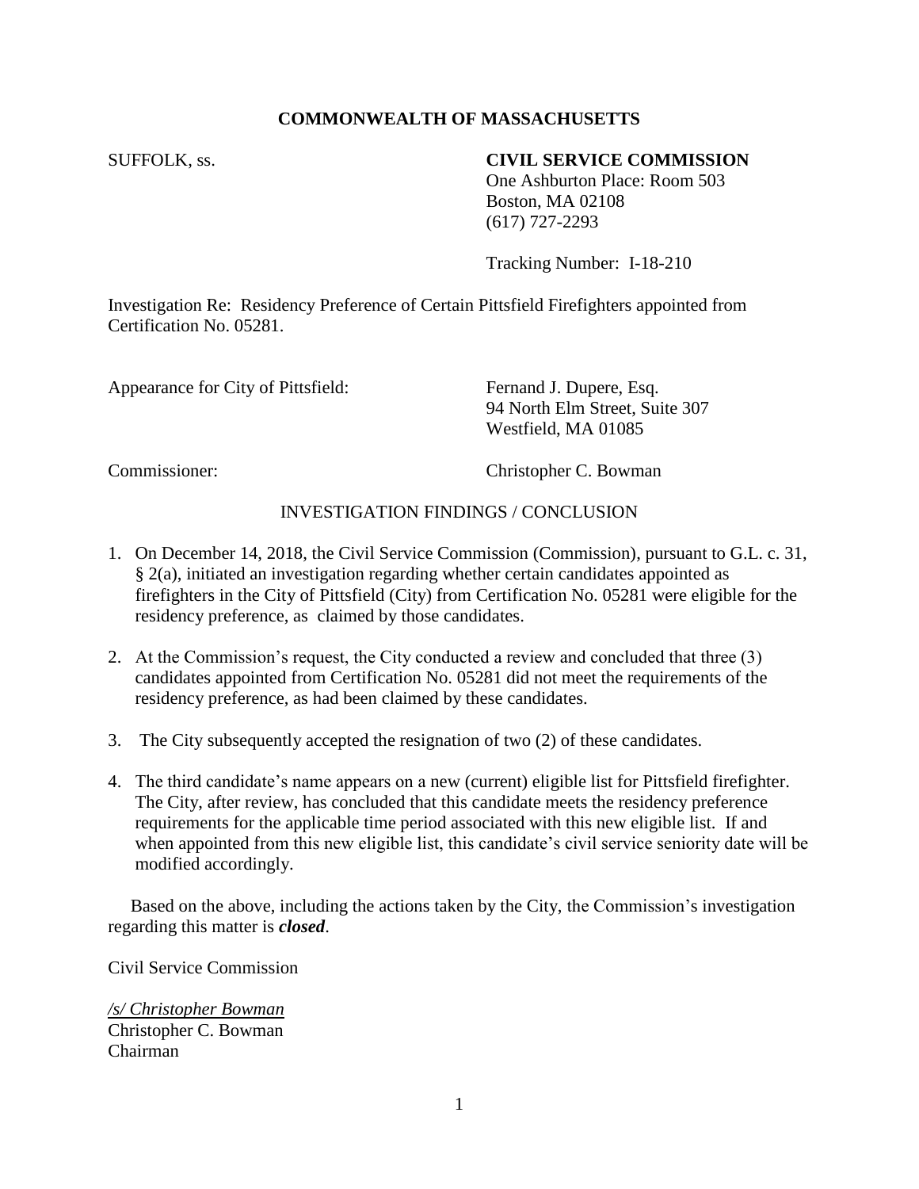**COMMONWEALTH OF MASSACHUSETTS**

SUFFOLK, ss.

**CIVIL SERVICE COMMISSION**
One Ashburton Place: Room 503
Boston, MA 02108
(617) 727-2293

Tracking Number: I-18-210

Investigation Re: Residency Preference of Certain Pittsfield Firefighters appointed from Certification No. 05281.

Appearance for City of Pittsfield: Fernand J. Dupere, Esq.
94 North Elm Street, Suite 307
Westfield, MA 01085

Commissioner: Christopher C. Bowman

INVESTIGATION FINDINGS / CONCLUSION

1. On December 14, 2018, the Civil Service Commission (Commission), pursuant to G.L. c. 31, § 2(a), initiated an investigation regarding whether certain candidates appointed as firefighters in the City of Pittsfield (City) from Certification No. 05281 were eligible for the residency preference, as claimed by those candidates.

2. At the Commission's request, the City conducted a review and concluded that three (3) candidates appointed from Certification No. 05281 did not meet the requirements of the residency preference, as had been claimed by these candidates.

3. The City subsequently accepted the resignation of two (2) of these candidates.

4. The third candidate's name appears on a new (current) eligible list for Pittsfield firefighter. The City, after review, has concluded that this candidate meets the residency preference requirements for the applicable time period associated with this new eligible list. If and when appointed from this new eligible list, this candidate's civil service seniority date will be modified accordingly.

Based on the above, including the actions taken by the City, the Commission's investigation regarding this matter is ***closed***.

Civil Service Commission

*/s/ Christopher Bowman*
Christopher C. Bowman
Chairman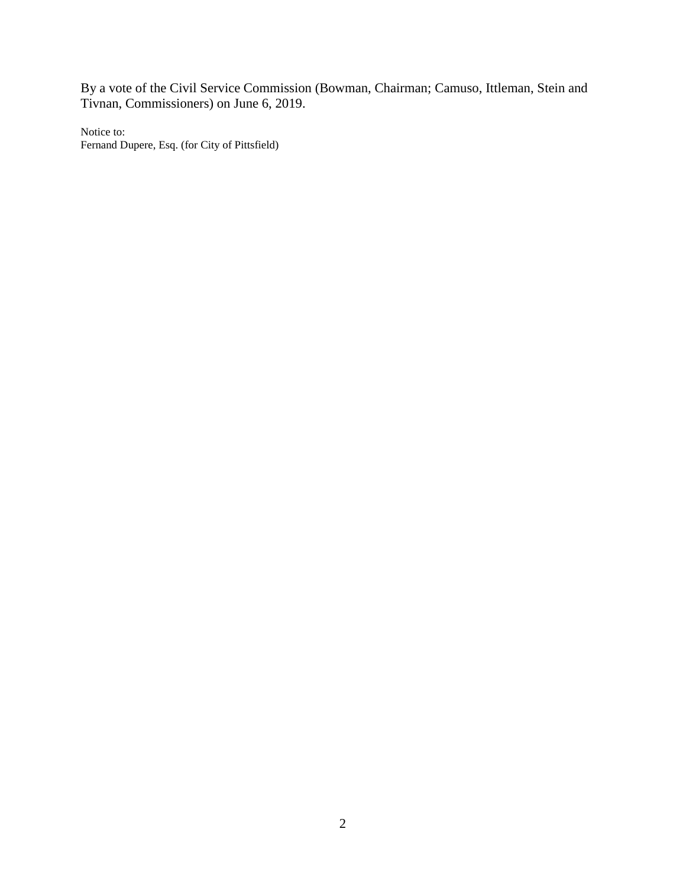By a vote of the Civil Service Commission (Bowman, Chairman; Camuso, Ittleman, Stein and Tivnan, Commissioners) on June 6, 2019.

Notice to:
Fernand Dupere, Esq. (for City of Pittsfield)